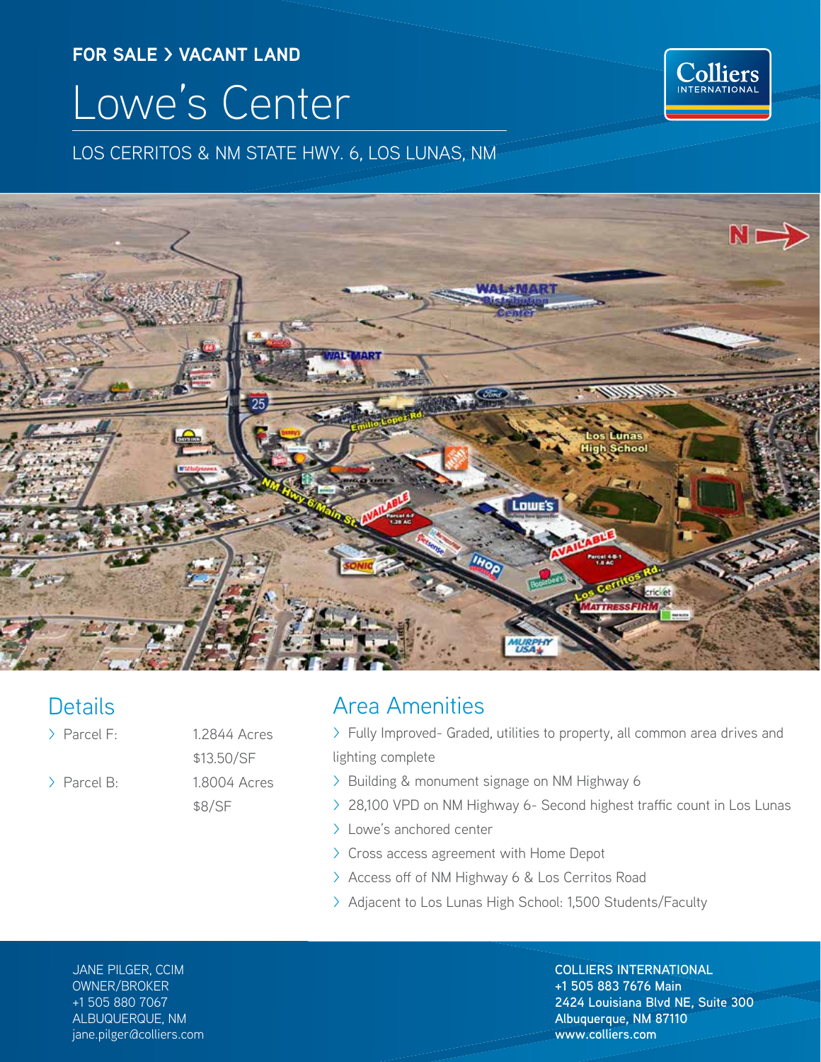**FOR SALE > VACANT LAND**

# Lowe's Center

LOS CERRITOS & NM STATE HWY. 6, LOS LUNAS, NM

## Details

- Parcel F: 1.2844 Acres, $13.50/SF
- Parcel B: 1.8004 Acres, $8/SF

## Area Amenities

- Fully Improved- Graded, utilities to property, all common area drives and lighting complete
- Building & monument signage on NM Highway 6
- 28,100 VPD on NM Highway 6- Second highest traffic count in Los Lunas
- Lowe's anchored center
- Cross access agreement with Home Depot
- Access off of NM Highway 6 & Los Cerritos Road
- Adjacent to Los Lunas High School: 1,500 Students/Faculty

JANE PILGER, CCIM
OWNER/BROKER
+1 505 880 7067
ALBUQUERQUE, NM
jane.pilger@colliers.com

**COLLIERS INTERNATIONAL**
**+1 505 883 7676 Main**
**2424 Louisiana Blvd NE, Suite 300**
**Albuquerque, NM 87110**
**www.colliers.com**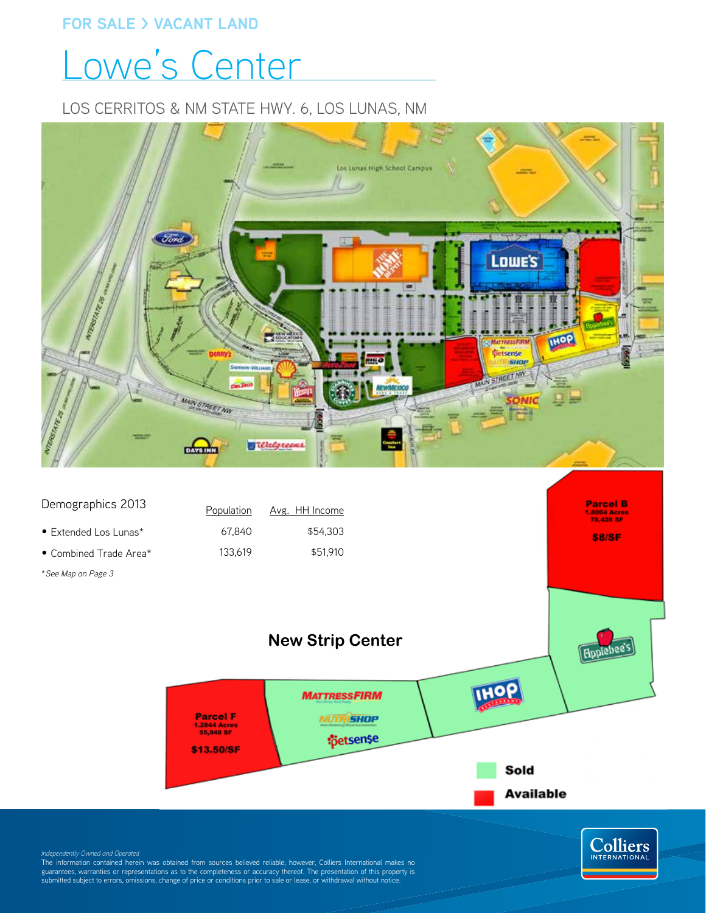FOR SALE > VACANT LAND

# Lowe's Center

## LOS CERRITOS & NM STATE HWY. 6, LOS LUNAS, NM

| Demographics 2013 | Population | Avg. HH Income |
|---|---|---|
| • Extended Los Lunas* | 67,840 | $54,303 |
| • Combined Trade Area* | 133,619 | $51,910 |

*See Map on Page 3

**New Strip Center**

**Parcel B**
1.8004 Acres
78,426 SF
**$8/SF**

**Parcel F**
1.2844 Acres
55,948 SF
**$13.50/SF**

**Sold**

**Available**

*Independently Owned and Operated*

The information contained herein was obtained from sources believed reliable; however, Colliers International makes no guarantees, warranties or representations as to the completeness or accuracy thereof. The presentation of this property is submitted subject to errors, omissions, change of price or conditions prior to sale or lease, or withdrawal without notice.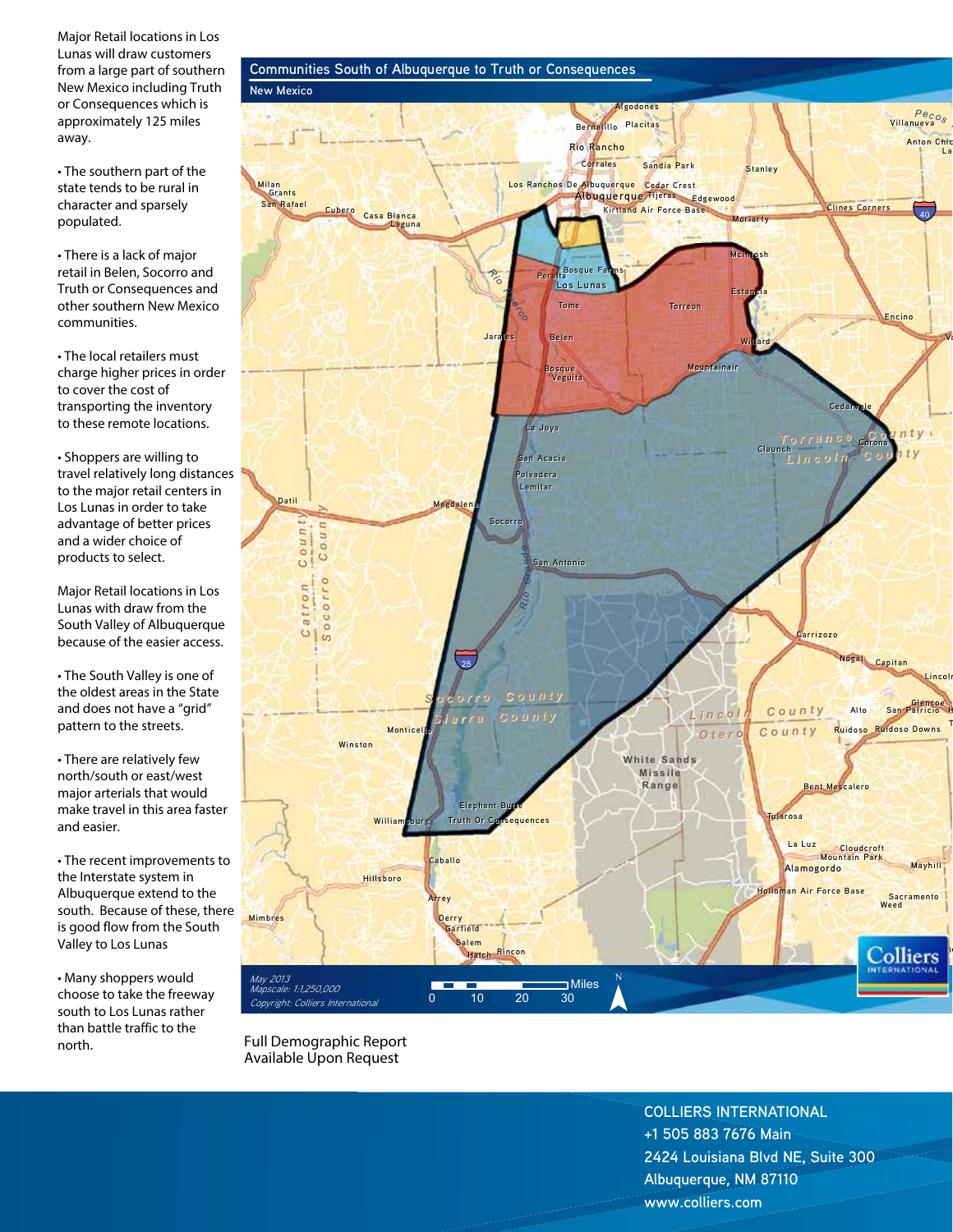Major Retail locations in Los Lunas will draw customers from a large part of southern New Mexico including Truth or Consequences which is approximately 125 miles away.

- The southern part of the state tends to be rural in character and sparsely populated.
- There is a lack of major retail in Belen, Socorro and Truth or Consequences and other southern New Mexico communities.
- The local retailers must charge higher prices in order to cover the cost of transporting the inventory to these remote locations.
- Shoppers are willing to travel relatively long distances to the major retail centers in Los Lunas in order to take advantage of better prices and a wider choice of products to select.

Major Retail locations in Los Lunas with draw from the South Valley of Albuquerque because of the easier access.

- The South Valley is one of the oldest areas in the State and does not have a "grid" pattern to the streets.
- There are relatively few north/south or east/west major arterials that would make travel in this area faster and easier.
- The recent improvements to the Interstate system in Albuquerque extend to the south. Because of these, there is good flow from the South Valley to Los Lunas
- Many shoppers would choose to take the freeway south to Los Lunas rather than battle traffic to the north.

## Communities South of Albuquerque to Truth or Consequences

New Mexico

May 2013
Mapscale: 1:1,250,000
Copyright: Colliers International

Miles
0 10 20 30

N

Full Demographic Report
Available Upon Request

COLLIERS INTERNATIONAL
+1 505 883 7676 Main
2424 Louisiana Blvd NE, Suite 300
Albuquerque, NM 87110
www.colliers.com